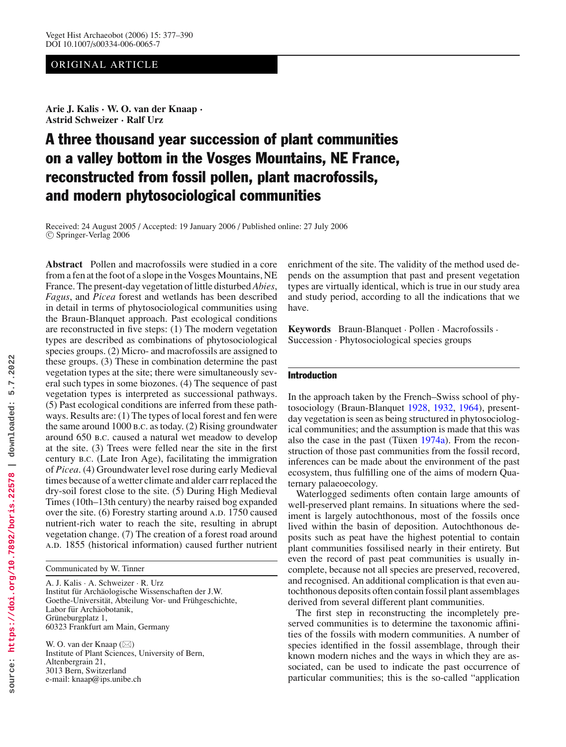ORIGINAL ARTICLE

**Arie J. Kalis · W. O. van der Knaap · Astrid Schweizer · Ralf Urz**

# A three thousand year succession of plant communities on a valley bottom in the Vosges Mountains, NE France, reconstructed from fossil pollen, plant macrofossils, and modern phytosociological communities

Received: 24 August 2005 / Accepted: 19 January 2006 / Published online: 27 July 2006
© Springer-Verlag 2006

**Abstract** Pollen and macrofossils were studied in a core from a fen at the foot of a slope in the Vosges Mountains, NE France. The present-day vegetation of little disturbed *Abies*, *Fagus*, and *Picea* forest and wetlands has been described in detail in terms of phytosociological communities using the Braun-Blanquet approach. Past ecological conditions are reconstructed in five steps: (1) The modern vegetation types are described as combinations of phytosociological species groups. (2) Micro- and macrofossils are assigned to these groups. (3) These in combination determine the past vegetation types at the site; there were simultaneously several such types in some biozones. (4) The sequence of past vegetation types is interpreted as successional pathways. (5) Past ecological conditions are inferred from these pathways. Results are: (1) The types of local forest and fen were the same around 1000 B.C. as today. (2) Rising groundwater around 650 B.C. caused a natural wet meadow to develop at the site. (3) Trees were felled near the site in the first century B.C. (Late Iron Age), facilitating the immigration of *Picea*. (4) Groundwater level rose during early Medieval times because of a wetter climate and alder carr replaced the dry-soil forest close to the site. (5) During High Medieval Times (10th–13th century) the nearby raised bog expanded over the site. (6) Forestry starting around A.D. 1750 caused nutrient-rich water to reach the site, resulting in abrupt vegetation change. (7) The creation of a forest road around A.D. 1855 (historical information) caused further nutrient enrichment of the site. The validity of the method used depends on the assumption that past and present vegetation types are virtually identical, which is true in our study area and study period, according to all the indications that we have.

**Keywords** Braun-Blanquet · Pollen · Macrofossils · Succession · Phytosociological species groups

Communicated by W. Tinner

A. J. Kalis · A. Schweizer · R. Urz
Institut für Archäologische Wissenschaften der J.W. Goethe-Universität, Abteilung Vor- und Frühgeschichte, Labor für Archäobotanik,
Grüneburgplatz 1,
60323 Frankfurt am Main, Germany

W. O. van der Knaap (✉)
Institute of Plant Sciences, University of Bern,
Altenbergrain 21,
3013 Bern, Switzerland
e-mail: knaap@ips.unibe.ch

## Introduction

In the approach taken by the French–Swiss school of phytosociology (Braun-Blanquet 1928, 1932, 1964), present-day vegetation is seen as being structured in phytosociological communities; and the assumption is made that this was also the case in the past (Tüxen 1974a). From the reconstruction of those past communities from the fossil record, inferences can be made about the environment of the past ecosystem, thus fulfilling one of the aims of modern Quaternary palaeoecology.

Waterlogged sediments often contain large amounts of well-preserved plant remains. In situations where the sediment is largely autochthonous, most of the fossils once lived within the basin of deposition. Autochthonous deposits such as peat have the highest potential to contain plant communities fossilised nearly in their entirety. But even the record of past peat communities is usually incomplete, because not all species are preserved, recovered, and recognised. An additional complication is that even autochthonous deposits often contain fossil plant assemblages derived from several different plant communities.

The first step in reconstructing the incompletely preserved communities is to determine the taxonomic affinities of the fossils with modern communities. A number of species identified in the fossil assemblage, through their known modern niches and the ways in which they are associated, can be used to indicate the past occurrence of particular communities; this is the so-called "application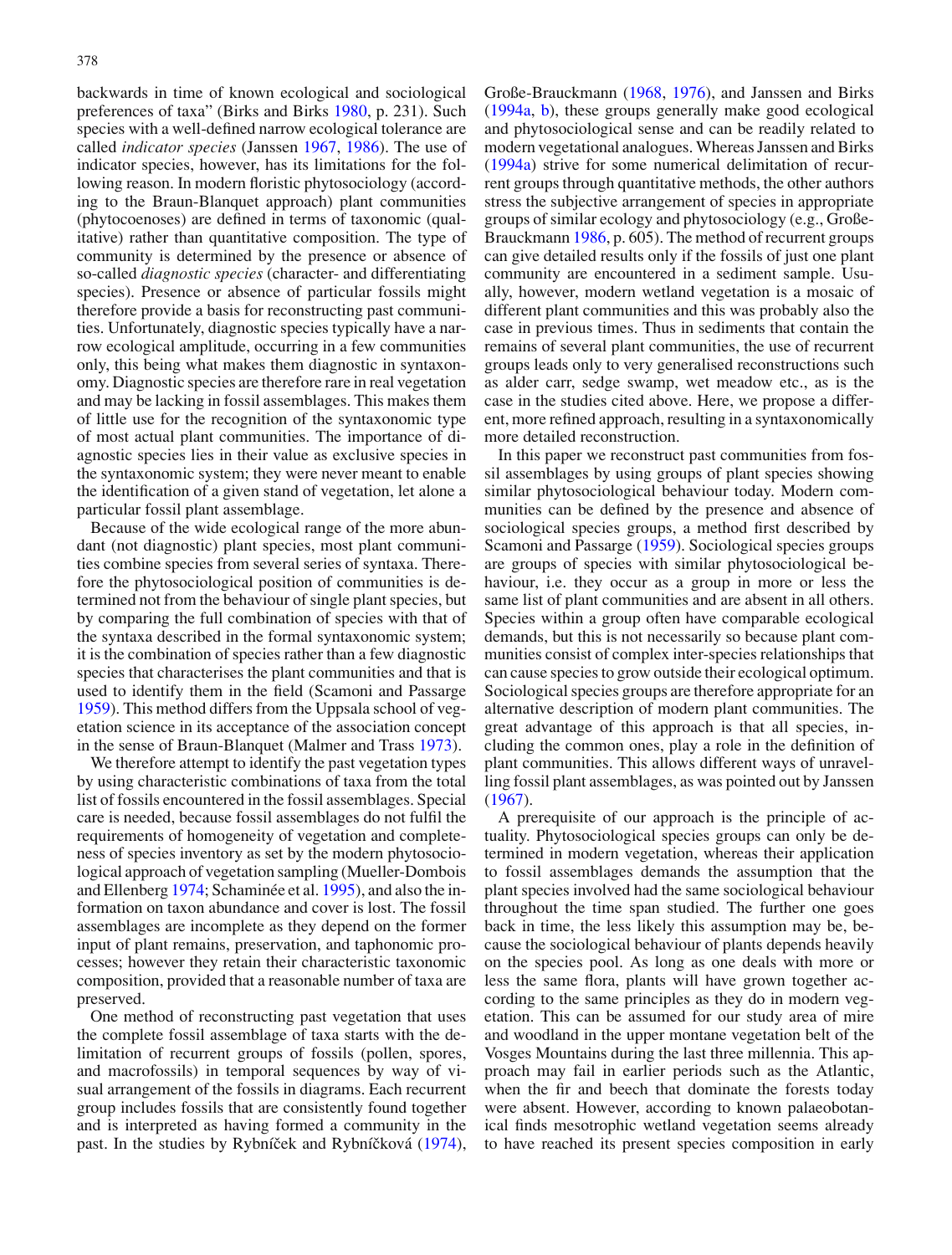backwards in time of known ecological and sociological preferences of taxa" (Birks and Birks 1980, p. 231). Such species with a well-defined narrow ecological tolerance are called *indicator species* (Janssen 1967, 1986). The use of indicator species, however, has its limitations for the following reason. In modern floristic phytosociology (according to the Braun-Blanquet approach) plant communities (phytocoenoses) are defined in terms of taxonomic (qualitative) rather than quantitative composition. The type of community is determined by the presence or absence of so-called *diagnostic species* (character- and differentiating species). Presence or absence of particular fossils might therefore provide a basis for reconstructing past communities. Unfortunately, diagnostic species typically have a narrow ecological amplitude, occurring in a few communities only, this being what makes them diagnostic in syntaxonomy. Diagnostic species are therefore rare in real vegetation and may be lacking in fossil assemblages. This makes them of little use for the recognition of the syntaxonomic type of most actual plant communities. The importance of diagnostic species lies in their value as exclusive species in the syntaxonomic system; they were never meant to enable the identification of a given stand of vegetation, let alone a particular fossil plant assemblage.

Because of the wide ecological range of the more abundant (not diagnostic) plant species, most plant communities combine species from several series of syntaxa. Therefore the phytosociological position of communities is determined not from the behaviour of single plant species, but by comparing the full combination of species with that of the syntaxa described in the formal syntaxonomic system; it is the combination of species rather than a few diagnostic species that characterises the plant communities and that is used to identify them in the field (Scamoni and Passarge 1959). This method differs from the Uppsala school of vegetation science in its acceptance of the association concept in the sense of Braun-Blanquet (Malmer and Trass 1973).

We therefore attempt to identify the past vegetation types by using characteristic combinations of taxa from the total list of fossils encountered in the fossil assemblages. Special care is needed, because fossil assemblages do not fulfil the requirements of homogeneity of vegetation and completeness of species inventory as set by the modern phytosociological approach of vegetation sampling (Mueller-Dombois and Ellenberg 1974; Schaminée et al. 1995), and also the information on taxon abundance and cover is lost. The fossil assemblages are incomplete as they depend on the former input of plant remains, preservation, and taphonomic processes; however they retain their characteristic taxonomic composition, provided that a reasonable number of taxa are preserved.

One method of reconstructing past vegetation that uses the complete fossil assemblage of taxa starts with the delimitation of recurrent groups of fossils (pollen, spores, and macrofossils) in temporal sequences by way of visual arrangement of the fossils in diagrams. Each recurrent group includes fossils that are consistently found together and is interpreted as having formed a community in the past. In the studies by Rybníček and Rybníčková (1974), Große-Brauckmann (1968, 1976), and Janssen and Birks (1994a, b), these groups generally make good ecological and phytosociological sense and can be readily related to modern vegetational analogues. Whereas Janssen and Birks (1994a) strive for some numerical delimitation of recurrent groups through quantitative methods, the other authors stress the subjective arrangement of species in appropriate groups of similar ecology and phytosociology (e.g., Große-Brauckmann 1986, p. 605). The method of recurrent groups can give detailed results only if the fossils of just one plant community are encountered in a sediment sample. Usually, however, modern wetland vegetation is a mosaic of different plant communities and this was probably also the case in previous times. Thus in sediments that contain the remains of several plant communities, the use of recurrent groups leads only to very generalised reconstructions such as alder carr, sedge swamp, wet meadow etc., as is the case in the studies cited above. Here, we propose a different, more refined approach, resulting in a syntaxonomically more detailed reconstruction.

In this paper we reconstruct past communities from fossil assemblages by using groups of plant species showing similar phytosociological behaviour today. Modern communities can be defined by the presence and absence of sociological species groups, a method first described by Scamoni and Passarge (1959). Sociological species groups are groups of species with similar phytosociological behaviour, i.e. they occur as a group in more or less the same list of plant communities and are absent in all others. Species within a group often have comparable ecological demands, but this is not necessarily so because plant communities consist of complex inter-species relationships that can cause species to grow outside their ecological optimum. Sociological species groups are therefore appropriate for an alternative description of modern plant communities. The great advantage of this approach is that all species, including the common ones, play a role in the definition of plant communities. This allows different ways of unravelling fossil plant assemblages, as was pointed out by Janssen (1967).

A prerequisite of our approach is the principle of actuality. Phytosociological species groups can only be determined in modern vegetation, whereas their application to fossil assemblages demands the assumption that the plant species involved had the same sociological behaviour throughout the time span studied. The further one goes back in time, the less likely this assumption may be, because the sociological behaviour of plants depends heavily on the species pool. As long as one deals with more or less the same flora, plants will have grown together according to the same principles as they do in modern vegetation. This can be assumed for our study area of mire and woodland in the upper montane vegetation belt of the Vosges Mountains during the last three millennia. This approach may fail in earlier periods such as the Atlantic, when the fir and beech that dominate the forests today were absent. However, according to known palaeobotanical finds mesotrophic wetland vegetation seems already to have reached its present species composition in early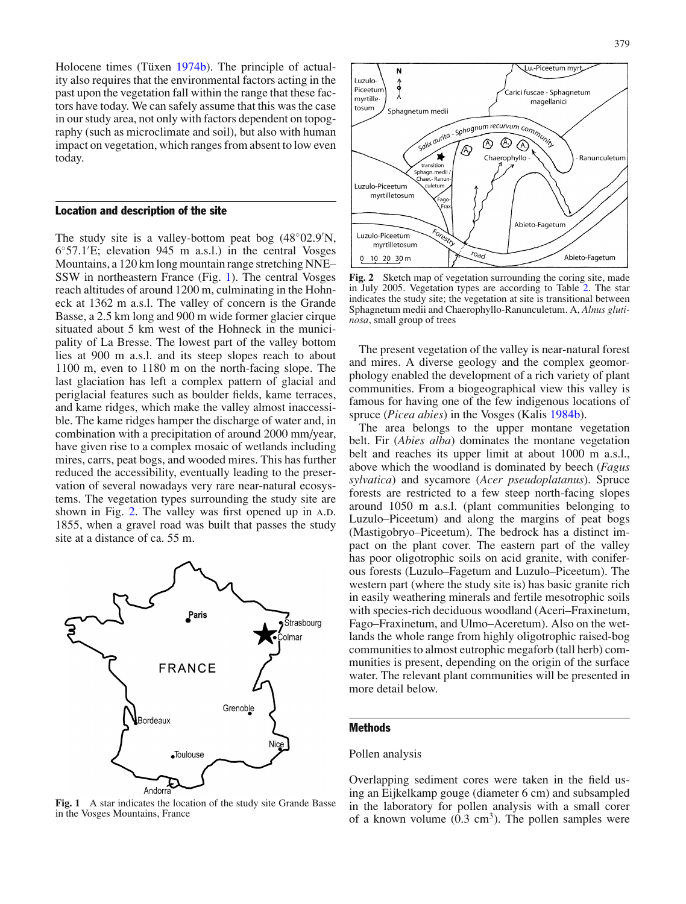Holocene times (Tüxen 1974b). The principle of actuality also requires that the environmental factors acting in the past upon the vegetation fall within the range that these factors have today. We can safely assume that this was the case in our study area, not only with factors dependent on topography (such as microclimate and soil), but also with human impact on vegetation, which ranges from absent to low even today.

## Location and description of the site

The study site is a valley-bottom peat bog (48°02.9′N, 6°57.1′E; elevation 945 m a.s.l.) in the central Vosges Mountains, a 120 km long mountain range stretching NNE–SSW in northeastern France (Fig. 1). The central Vosges reach altitudes of around 1200 m, culminating in the Hohneck at 1362 m a.s.l. The valley of concern is the Grande Basse, a 2.5 km long and 900 m wide former glacier cirque situated about 5 km west of the Hohneck in the municipality of La Bresse. The lowest part of the valley bottom lies at 900 m a.s.l. and its steep slopes reach to about 1100 m, even to 1180 m on the north-facing slope. The last glaciation has left a complex pattern of glacial and periglacial features such as boulder fields, kame terraces, and kame ridges, which make the valley almost inaccessible. The kame ridges hamper the discharge of water and, in combination with a precipitation of around 2000 mm/year, have given rise to a complex mosaic of wetlands including mires, carrs, peat bogs, and wooded mires. This has further reduced the accessibility, eventually leading to the preservation of several nowadays very rare near-natural ecosystems. The vegetation types surrounding the study site are shown in Fig. 2. The valley was first opened up in A.D. 1855, when a gravel road was built that passes the study site at a distance of ca. 55 m.

Fig. 1 A star indicates the location of the study site Grande Basse in the Vosges Mountains, France

Fig. 2 Sketch map of vegetation surrounding the coring site, made in July 2005. Vegetation types are according to Table 2. The star indicates the study site; the vegetation at site is transitional between Sphagnetum medii and Chaerophyllo-Ranunculetum. A, *Alnus glutinosa*, small group of trees

The present vegetation of the valley is near-natural forest and mires. A diverse geology and the complex geomorphology enabled the development of a rich variety of plant communities. From a biogeographical view this valley is famous for having one of the few indigenous locations of spruce (*Picea abies*) in the Vosges (Kalis 1984b).

The area belongs to the upper montane vegetation belt. Fir (*Abies alba*) dominates the montane vegetation belt and reaches its upper limit at about 1000 m a.s.l., above which the woodland is dominated by beech (*Fagus sylvatica*) and sycamore (*Acer pseudoplatanus*). Spruce forests are restricted to a few steep north-facing slopes around 1050 m a.s.l. (plant communities belonging to Luzulo–Piceetum) and along the margins of peat bogs (Mastigobryo–Piceetum). The bedrock has a distinct impact on the plant cover. The eastern part of the valley has poor oligotrophic soils on acid granite, with coniferous forests (Luzulo–Fagetum and Luzulo–Piceetum). The western part (where the study site is) has basic granite rich in easily weathering minerals and fertile mesotrophic soils with species-rich deciduous woodland (Aceri–Fraxinetum, Fago–Fraxinetum, and Ulmo–Aceretum). Also on the wetlands the whole range from highly oligotrophic raised-bog communities to almost eutrophic megaforb (tall herb) communities is present, depending on the origin of the surface water. The relevant plant communities will be presented in more detail below.

## Methods

Pollen analysis

Overlapping sediment cores were taken in the field using an Eijkelkamp gouge (diameter 6 cm) and subsampled in the laboratory for pollen analysis with a small corer of a known volume ($0.3$ cm$^3$). The pollen samples were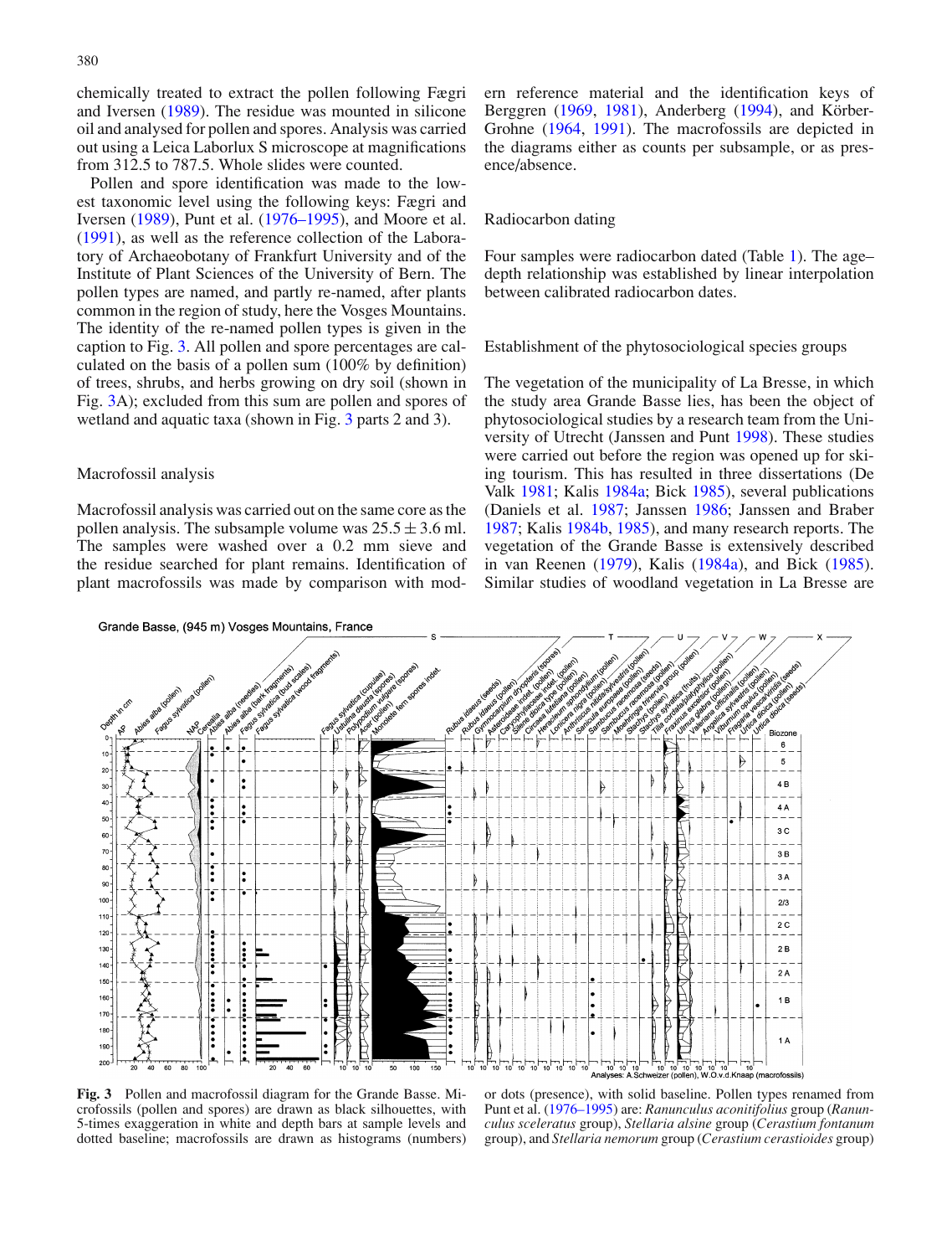chemically treated to extract the pollen following Fægri and Iversen (1989). The residue was mounted in silicone oil and analysed for pollen and spores. Analysis was carried out using a Leica Laborlux S microscope at magnifications from 312.5 to 787.5. Whole slides were counted.

Pollen and spore identification was made to the lowest taxonomic level using the following keys: Fægri and Iversen (1989), Punt et al. (1976–1995), and Moore et al. (1991), as well as the reference collection of the Laboratory of Archaeobotany of Frankfurt University and of the Institute of Plant Sciences of the University of Bern. The pollen types are named, and partly re-named, after plants common in the region of study, here the Vosges Mountains. The identity of the re-named pollen types is given in the caption to Fig. 3. All pollen and spore percentages are calculated on the basis of a pollen sum (100% by definition) of trees, shrubs, and herbs growing on dry soil (shown in Fig. 3A); excluded from this sum are pollen and spores of wetland and aquatic taxa (shown in Fig. 3 parts 2 and 3).

## Macrofossil analysis

Macrofossil analysis was carried out on the same core as the pollen analysis. The subsample volume was $25.5 \pm 3.6$ ml. The samples were washed over a 0.2 mm sieve and the residue searched for plant remains. Identification of plant macrofossils was made by comparison with modern reference material and the identification keys of Berggren (1969, 1981), Anderberg (1994), and Körber-Grohne (1964, 1991). The macrofossils are depicted in the diagrams either as counts per subsample, or as presence/absence.

## Radiocarbon dating

Four samples were radiocarbon dated (Table 1). The age–depth relationship was established by linear interpolation between calibrated radiocarbon dates.

## Establishment of the phytosociological species groups

The vegetation of the municipality of La Bresse, in which the study area Grande Basse lies, has been the object of phytosociological studies by a research team from the University of Utrecht (Janssen and Punt 1998). These studies were carried out before the region was opened up for skiing tourism. This has resulted in three dissertations (De Valk 1981; Kalis 1984a; Bick 1985), several publications (Daniels et al. 1987; Janssen 1986; Janssen and Braber 1987; Kalis 1984b, 1985), and many research reports. The vegetation of the Grande Basse is extensively described in van Reenen (1979), Kalis (1984a), and Bick (1985). Similar studies of woodland vegetation in La Bresse are

**Fig. 3** Pollen and macrofossil diagram for the Grande Basse. Microfossils (pollen and spores) are drawn as black silhouettes, with 5-times exaggeration in white and depth bars at sample levels and dotted baseline; macrofossils are drawn as histograms (numbers) or dots (presence), with solid baseline. Pollen types renamed from Punt et al. (1976–1995) are: *Ranunculus aconitifolius* group (*Ranunculus sceleratus* group), *Stellaria alsine* group (*Cerastium fontanum* group), and *Stellaria nemorum* group (*Cerastium cerastioides* group)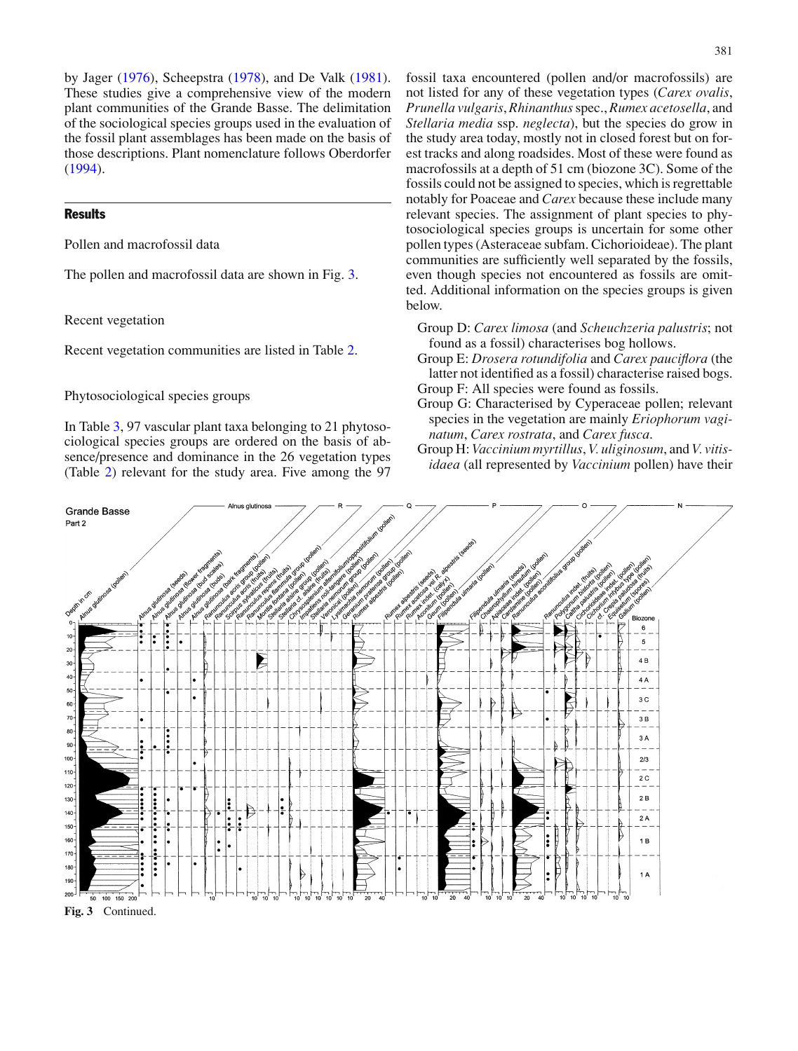by Jager (1976), Scheepstra (1978), and De Valk (1981). These studies give a comprehensive view of the modern plant communities of the Grande Basse. The delimitation of the sociological species groups used in the evaluation of the fossil plant assemblages has been made on the basis of those descriptions. Plant nomenclature follows Oberdorfer (1994).

## Results

Pollen and macrofossil data

The pollen and macrofossil data are shown in Fig. 3.

Recent vegetation

Recent vegetation communities are listed in Table 2.

Phytosociological species groups

In Table 3, 97 vascular plant taxa belonging to 21 phytosociological species groups are ordered on the basis of absence/presence and dominance in the 26 vegetation types (Table 2) relevant for the study area. Five among the 97 fossil taxa encountered (pollen and/or macrofossils) are not listed for any of these vegetation types (*Carex ovalis*, *Prunella vulgaris*, *Rhinanthus* spec., *Rumex acetosella*, and *Stellaria media* ssp. *neglecta*), but the species do grow in the study area today, mostly not in closed forest but on forest tracks and along roadsides. Most of these were found as macrofossils at a depth of 51 cm (biozone 3C). Some of the fossils could not be assigned to species, which is regrettable notably for Poaceae and *Carex* because these include many relevant species. The assignment of plant species to phytosociological species groups is uncertain for some other pollen types (Asteraceae subfam. Cichorioideae). The plant communities are sufficiently well separated by the fossils, even though species not encountered as fossils are omitted. Additional information on the species groups is given below.

- Group D: *Carex limosa* (and *Scheuchzeria palustris*; not found as a fossil) characterises bog hollows.
- Group E: *Drosera rotundifolia* and *Carex pauciflora* (the latter not identified as a fossil) characterise raised bogs.
- Group F: All species were found as fossils.
- Group G: Characterised by Cyperaceae pollen; relevant species in the vegetation are mainly *Eriophorum vaginatum*, *Carex rostrata*, and *Carex fusca*.
- Group H: *Vaccinium myrtillus*, *V. uliginosum*, and *V. vitis-idaea* (all represented by *Vaccinium* pollen) have their

**Fig. 3** Continued.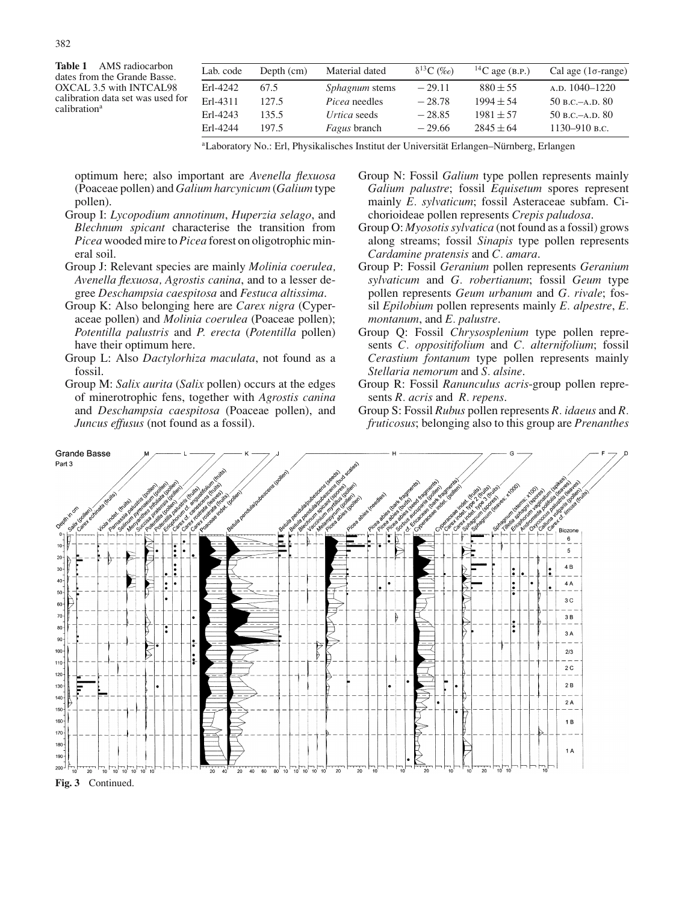**Table 1** AMS radiocarbon dates from the Grande Basse. OXCAL 3.5 with INTCAL98 calibration data set was used for calibration[a]

| Lab. code | Depth (cm) | Material dated | $\delta^{13}C$ (‰) | $^{14}C$ age (B.P.) | Cal age (1σ-range) |
|---|---|---|---|---|---|
| Erl-4242 | 67.5 | *Sphagnum* stems | −29.11 | 880 ± 55 | A.D. 1040–1220 |
| Erl-4311 | 127.5 | *Picea* needles | −28.78 | 1994 ± 54 | 50 B.C.–A.D. 80 |
| Erl-4243 | 135.5 | *Urtica* seeds | −28.85 | 1981 ± 57 | 50 B.C.–A.D. 80 |
| Erl-4244 | 197.5 | *Fagus* branch | −29.66 | 2845 ± 64 | 1130–910 B.C. |

[a]Laboratory No.: Erl, Physikalisches Institut der Universität Erlangen–Nürnberg, Erlangen

optimum here; also important are *Avenella flexuosa* (Poaceae pollen) and *Galium harcynicum* (*Galium* type pollen).

- Group I: *Lycopodium annotinum*, *Huperzia selago*, and *Blechnum spicant* characterise the transition from *Picea* wooded mire to *Picea* forest on oligotrophic mineral soil.
- Group J: Relevant species are mainly *Molinia coerulea, Avenella flexuosa, Agrostis canina*, and to a lesser degree *Deschampsia caespitosa* and *Festuca altissima*.
- Group K: Also belonging here are *Carex nigra* (Cyperaceae pollen) and *Molinia coerulea* (Poaceae pollen); *Potentilla palustris* and *P. erecta* (*Potentilla* pollen) have their optimum here.
- Group L: Also *Dactylorhiza maculata*, not found as a fossil.
- Group M: *Salix aurita* (*Salix* pollen) occurs at the edges of minerotrophic fens, together with *Agrostis canina* and *Deschampsia caespitosa* (Poaceae pollen), and *Juncus effusus* (not found as a fossil).
- Group N: Fossil *Galium* type pollen represents mainly *Galium palustre*; fossil *Equisetum* spores represent mainly *E. sylvaticum*; fossil Asteraceae subfam. Cichorioideae pollen represents *Crepis paludosa*.
- Group O: *Myosotis sylvatica* (not found as a fossil) grows along streams; fossil *Sinapis* type pollen represents *Cardamine pratensis* and *C. amara*.
- Group P: Fossil *Geranium* pollen represents *Geranium sylvaticum* and *G. robertianum*; fossil *Geum* type pollen represents *Geum urbanum* and *G. rivale*; fossil *Epilobium* pollen represents mainly *E. alpestre*, *E. montanum*, and *E. palustre*.
- Group Q: Fossil *Chrysosplenium* type pollen represents *C. oppositifolium* and *C. alternifolium*; fossil *Cerastium fontanum* type pollen represents mainly *Stellaria nemorum* and *S. alsine*.
- Group R: Fossil *Ranunculus acris*-group pollen represents *R. acris* and *R. repens*.
- Group S: Fossil *Rubus* pollen represents *R. idaeus* and *R. fruticosus*; belonging also to this group are *Prenanthes*

**Fig. 3** Continued.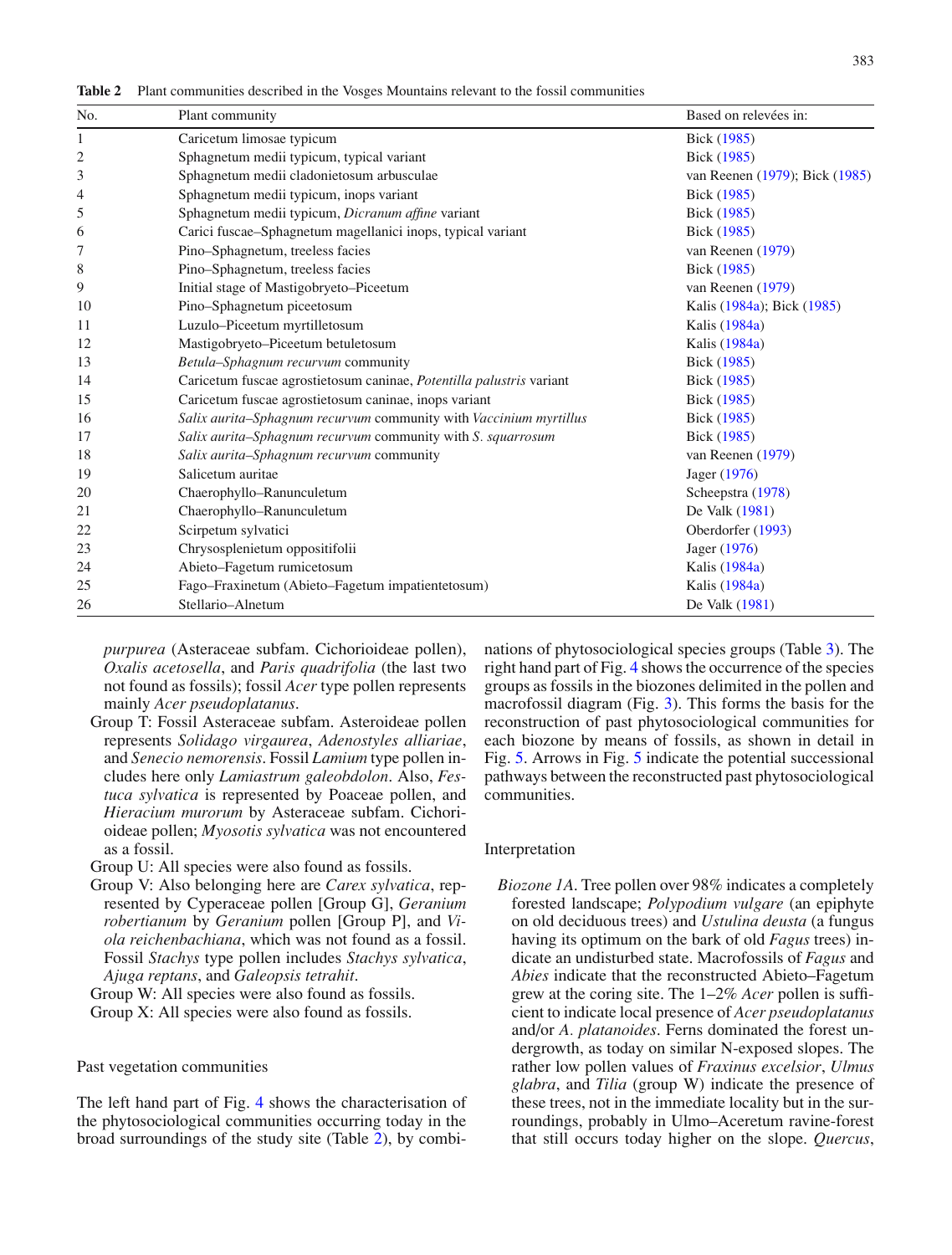**Table 2** Plant communities described in the Vosges Mountains relevant to the fossil communities

| No. | Plant community | Based on relevées in: |
|---|---|---|
| 1 | Caricetum limosae typicum | Bick (1985) |
| 2 | Sphagnetum medii typicum, typical variant | Bick (1985) |
| 3 | Sphagnetum medii cladonietosum arbusculae | van Reenen (1979); Bick (1985) |
| 4 | Sphagnetum medii typicum, inops variant | Bick (1985) |
| 5 | Sphagnetum medii typicum, *Dicranum affine* variant | Bick (1985) |
| 6 | Carici fuscae–Sphagnetum magellanici inops, typical variant | Bick (1985) |
| 7 | Pino–Sphagnetum, treeless facies | van Reenen (1979) |
| 8 | Pino–Sphagnetum, treeless facies | Bick (1985) |
| 9 | Initial stage of Mastigobryeto–Piceetum | van Reenen (1979) |
| 10 | Pino–Sphagnetum piceetosum | Kalis (1984a); Bick (1985) |
| 11 | Luzulo–Piceetum myrtilletosum | Kalis (1984a) |
| 12 | Mastigobryeto–Piceetum betuletosum | Kalis (1984a) |
| 13 | *Betula–Sphagnum recurvum* community | Bick (1985) |
| 14 | Caricetum fuscae agrostietosum caninae, *Potentilla palustris* variant | Bick (1985) |
| 15 | Caricetum fuscae agrostietosum caninae, inops variant | Bick (1985) |
| 16 | *Salix aurita–Sphagnum recurvum* community with *Vaccinium myrtillus* | Bick (1985) |
| 17 | *Salix aurita–Sphagnum recurvum* community with *S. squarrosum* | Bick (1985) |
| 18 | *Salix aurita–Sphagnum recurvum* community | van Reenen (1979) |
| 19 | Salicetum auritae | Jager (1976) |
| 20 | Chaerophyllo–Ranunculetum | Scheepstra (1978) |
| 21 | Chaerophyllo–Ranunculetum | De Valk (1981) |
| 22 | Scirpetum sylvatici | Oberdorfer (1993) |
| 23 | Chrysosplenietum oppositifolii | Jager (1976) |
| 24 | Abieto–Fagetum rumicetosum | Kalis (1984a) |
| 25 | Fago–Fraxinetum (Abieto–Fagetum impatientetosum) | Kalis (1984a) |
| 26 | Stellario–Alnetum | De Valk (1981) |

*purpurea* (Asteraceae subfam. Cichorioideae pollen), *Oxalis acetosella*, and *Paris quadrifolia* (the last two not found as fossils); fossil *Acer* type pollen represents mainly *Acer pseudoplatanus*.

Group T: Fossil Asteraceae subfam. Asteroideae pollen represents *Solidago virgaurea*, *Adenostyles alliariae*, and *Senecio nemorensis*. Fossil *Lamium* type pollen includes here only *Lamiastrum galeobdolon*. Also, *Festuca sylvatica* is represented by Poaceae pollen, and *Hieracium murorum* by Asteraceae subfam. Cichorioideae pollen; *Myosotis sylvatica* was not encountered as a fossil.

Group U: All species were also found as fossils.

Group V: Also belonging here are *Carex sylvatica*, represented by Cyperaceae pollen [Group G], *Geranium robertianum* by *Geranium* pollen [Group P], and *Viola reichenbachiana*, which was not found as a fossil. Fossil *Stachys* type pollen includes *Stachys sylvatica*, *Ajuga reptans*, and *Galeopsis tetrahit*.

Group W: All species were also found as fossils.

Group X: All species were also found as fossils.

## Past vegetation communities

The left hand part of Fig. 4 shows the characterisation of the phytosociological communities occurring today in the broad surroundings of the study site (Table 2), by combinations of phytosociological species groups (Table 3). The right hand part of Fig. 4 shows the occurrence of the species groups as fossils in the biozones delimited in the pollen and macrofossil diagram (Fig. 3). This forms the basis for the reconstruction of past phytosociological communities for each biozone by means of fossils, as shown in detail in Fig. 5. Arrows in Fig. 5 indicate the potential successional pathways between the reconstructed past phytosociological communities.

## Interpretation

*Biozone 1A*. Tree pollen over 98% indicates a completely forested landscape; *Polypodium vulgare* (an epiphyte on old deciduous trees) and *Ustulina deusta* (a fungus having its optimum on the bark of old *Fagus* trees) indicate an undisturbed state. Macrofossils of *Fagus* and *Abies* indicate that the reconstructed Abieto–Fagetum grew at the coring site. The 1–2% *Acer* pollen is sufficient to indicate local presence of *Acer pseudoplatanus* and/or *A. platanoides*. Ferns dominated the forest undergrowth, as today on similar N-exposed slopes. The rather low pollen values of *Fraxinus excelsior*, *Ulmus glabra*, and *Tilia* (group W) indicate the presence of these trees, not in the immediate locality but in the surroundings, probably in Ulmo–Aceretum ravine-forest that still occurs today higher on the slope. *Quercus*,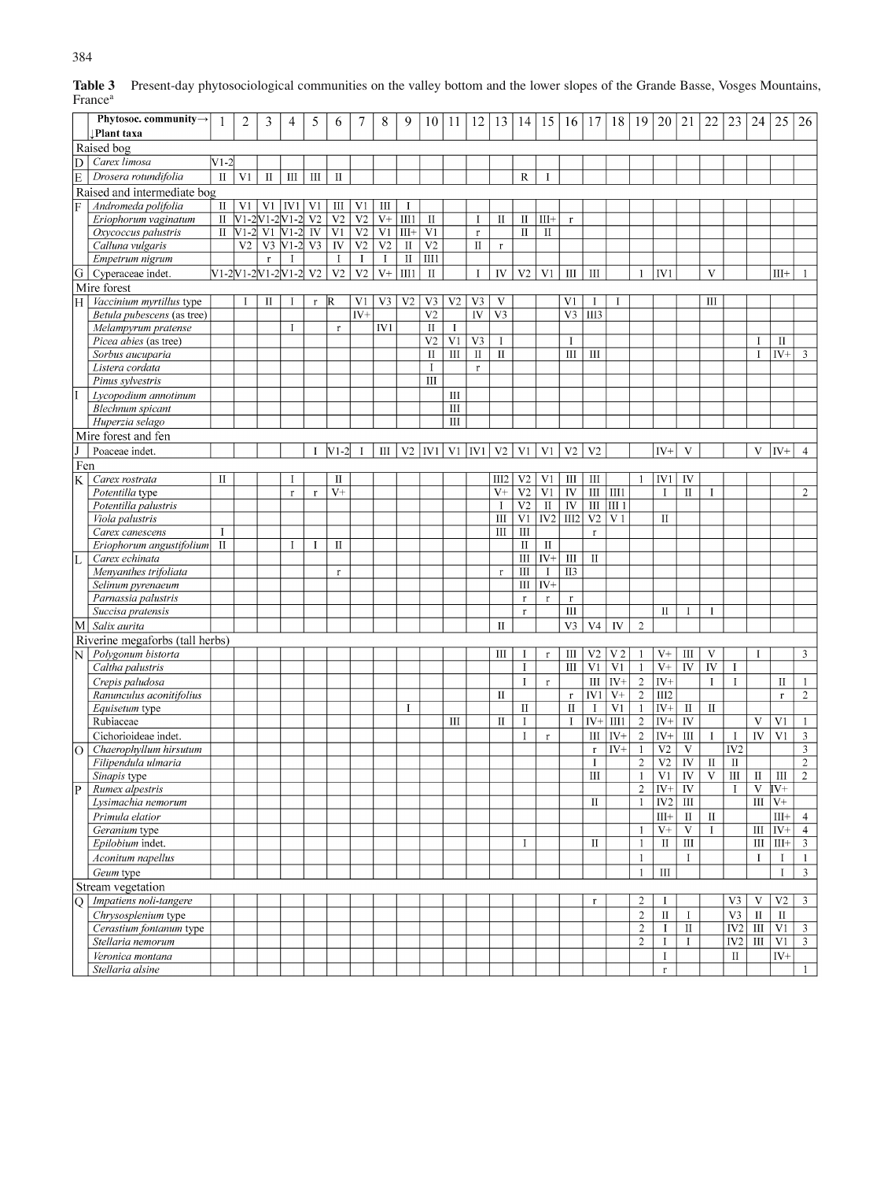**Table 3** Present-day phytosociological communities on the valley bottom and the lower slopes of the Grande Basse, Vosges Mountains, France[a]

| | Phytosoc. community→ ↓Plant taxa | 1 | 2 | 3 | 4 | 5 | 6 | 7 | 8 | 9 | 10 | 11 | 12 | 13 | 14 | 15 | 16 | 17 | 18 | 19 | 20 | 21 | 22 | 23 | 24 | 25 | 26 |
|---|---|---|---|---|---|---|---|---|---|---|---|---|---|---|---|---|---|---|---|---|---|---|---|---|---|---|---|
| Raised bog | | | | | | | | | | | | | | | | | | | | | | | | | | | |
| D | *Carex limosa* | V1-2 | | | | | | | | | | | | | | | | | | | | | | | | | |
| E | *Drosera rotundifolia* | II | V1 | II | III | III | II | | | | | | | | R | I | | | | | | | | | | | |
| Raised and intermediate bog | | | | | | | | | | | | | | | | | | | | | | | | | | | |
| F | *Andromeda polifolia* | II | V1 | V1 | IV1 | V1 | III | V1 | III | I | | | | | | | | | | | | | | | | | |
| | *Eriophorum vaginatum* | II | V1-2 | V1-2 | V1-2 | V2 | V2 | V2 | V+ | III1 | II | | I | II | II | III+ | r | | | | | | | | | | |
| | *Oxycoccus palustris* | II | V1-2 | V1 | V1-2 | IV | V1 | V2 | V1 | III+ | V1 | | r | | II | II | | | | | | | | | | | |
| | *Calluna vulgaris* | | V2 | V3 | V1-2 | V3 | IV | V2 | V2 | II | V2 | | II | r | | | | | | | | | | | | | |
| | *Empetrum nigrum* | | | r | I | | I | I | I | II | III1 | | | | | | | | | | | | | | | | |
| G | Cyperaceae indet. | V1-2 | V1-2 | V1-2 | V1-2 | V2 | V2 | V2 | V+ | III1 | II | | I | IV | V2 | V1 | III | III | | 1 | IV1 | | V | | | III+ | 1 |
| Mire forest | | | | | | | | | | | | | | | | | | | | | | | | | | | |
| H | *Vaccinium myrtillus* type | | I | II | I | r | R | V1 | V3 | V2 | V3 | V2 | V3 | V | | | V1 | I | I | | | | III | | | | |
| | *Betula pubescens* (as tree) | | | | | | | IV+ | | | V2 | | IV | V3 | | | V3 | III3 | | | | | | | | | |
| | *Melampyrum pratense* | | | | I | | r | | IV1 | | II | I | | | | | | | | | | | | | | | |
| | *Picea abies* (as tree) | | | | | | | | | | V2 | V1 | V3 | I | | | I | | | | | | | | I | II | |
| | *Sorbus aucuparia* | | | | | | | | | | II | III | II | II | | | III | III | | | | | | | I | IV+ | 3 |
| | *Listera cordata* | | | | | | | | | | I | | r | | | | | | | | | | | | | | |
| | *Pinus sylvestris* | | | | | | | | | | III | | | | | | | | | | | | | | | | |
| I | *Lycopodium annotinum* | | | | | | | | | | | III | | | | | | | | | | | | | | | |
| | *Blechnum spicant* | | | | | | | | | | | III | | | | | | | | | | | | | | | |
| | *Huperzia selago* | | | | | | | | | | | III | | | | | | | | | | | | | | | |
| Mire forest and fen | | | | | | | | | | | | | | | | | | | | | | | | | | | |
| J | Poaceae indet. | | | | | I | V1-2 | I | III | V2 | IV1 | V1 | IV1 | V2 | V1 | V1 | V2 | V2 | | | IV+ | V | | | V | IV+ | 4 |
| Fen | | | | | | | | | | | | | | | | | | | | | | | | | | | |
| K | *Carex rostrata* | II | | | I | | II | | | | | | | III2 | V2 | V1 | III | III | | 1 | IV1 | IV | | | | | |
| | *Potentilla* type | | | | r | r | V+ | | | | | | | V+ | V2 | V1 | IV | III | III1 | | I | II | I | | | | 2 |
| | *Potentilla palustris* | | | | | | | | | | | | | I | V2 | II | IV | III | III 1 | | | | | | | | |
| | *Viola palustris* | | | | | | | | | | | | | III | V1 | IV2 | III2 | V2 | V 1 | | II | | | | | | |
| | *Carex canescens* | I | | | | | | | | | | | | III | III | | | r | | | | | | | | | |
| | *Eriophorum angustifolium* | II | | | I | I | II | | | | | | | | II | II | | | | | | | | | | | |
| L | *Carex echinata* | | | | | | | | | | | | | | III | IV+ | III | II | | | | | | | | | |
| | *Menyanthes trifoliata* | | | | | | r | | | | | | | r | III | I | II3 | | | | | | | | | | |
| | *Selinum pyrenaeum* | | | | | | | | | | | | | | III | IV+ | | | | | | | | | | | |
| | *Parnassia palustris* | | | | | | | | | | | | | | r | r | r | | | | | | | | | | |
| | *Succisa pratensis* | | | | | | | | | | | | | | r | | III | | | | II | I | I | | | | |
| M | *Salix aurita* | | | | | | | | | | | | | II | | | V3 | V4 | IV | 2 | | | | | | | |
| Riverine megaforbs (tall herbs) | | | | | | | | | | | | | | | | | | | | | | | | | | | |
| N | *Polygonum bistorta* | | | | | | | | | | | | | III | I | r | III | V2 | V 2 | 1 | V+ | III | V | | I | | 3 |
| | *Caltha palustris* | | | | | | | | | | | | | | I | | III | V1 | V1 | 1 | V+ | IV | IV | I | | | |
| | *Crepis paludosa* | | | | | | | | | | | | | | I | r | | III | IV+ | 2 | IV+ | | I | I | | II | 1 |
| | *Ranunculus aconitifolius* | | | | | | | | | | | | | II | | | r | IV1 | V+ | 2 | III2 | | | | | r | 2 |
| | *Equisetum* type | | | | | | | | | I | | | | | II | | II | I | V1 | 1 | IV+ | II | II | | | | |
| | Rubiaceae | | | | | | | | | | | III | | II | I | | I | IV+ | III1 | 2 | IV+ | IV | | | V | V1 | 1 |
| | Cichorioideae indet. | | | | | | | | | | | | | | I | r | | III | IV+ | 2 | IV+ | III | I | I | IV | V1 | 3 |
| O | *Chaerophyllum hirsutum* | | | | | | | | | | | | | | | | | r | IV+ | 1 | V2 | V | | IV2 | | | 3 |
| | *Filipendula ulmaria* | | | | | | | | | | | | | | | | | I | | 2 | V2 | IV | II | II | | | 2 |
| | *Sinapis* type | | | | | | | | | | | | | | | | | III | | 1 | V1 | IV | V | III | II | III | 2 |
| P | *Rumex alpestris* | | | | | | | | | | | | | | | | | | | 2 | IV+ | IV | | I | V | IV+ | |
| | *Lysimachia nemorum* | | | | | | | | | | | | | | | | | II | | 1 | IV2 | III | | | III | V+ | |
| | *Primula elatior* | | | | | | | | | | | | | | | | | | | | III+ | II | II | | | III+ | 4 |
| | *Geranium* type | | | | | | | | | | | | | | | | | | | 1 | V+ | V | I | | III | IV+ | 4 |
| | *Epilobium* indet. | | | | | | | | | | | | | | I | | | II | | 1 | II | III | | | III | III+ | 3 |
| | *Aconitum napellus* | | | | | | | | | | | | | | | | | | | 1 | | I | | | I | I | 1 |
| | *Geum* type | | | | | | | | | | | | | | | | | | | 1 | III | | | | | I | 3 |
| Stream vegetation | | | | | | | | | | | | | | | | | | | | | | | | | | | |
| Q | *Impatiens noli-tangere* | | | | | | | | | | | | | | | | | r | | 2 | I | | | V3 | V | V2 | 3 |
| | *Chrysosplenium* type | | | | | | | | | | | | | | | | | | | 2 | II | I | | V3 | II | II | |
| | *Cerastium fontanum* type | | | | | | | | | | | | | | | | | | | 2 | I | II | | IV2 | III | V1 | 3 |
| | *Stellaria nemorum* | | | | | | | | | | | | | | | | | | | 2 | I | I | | IV2 | III | V1 | 3 |
| | *Veronica montana* | | | | | | | | | | | | | | | | | | | | I | | | II | | IV+ | |
| | *Stellaria alsine* | | | | | | | | | | | | | | | | | | | | r | | | | | | 1 |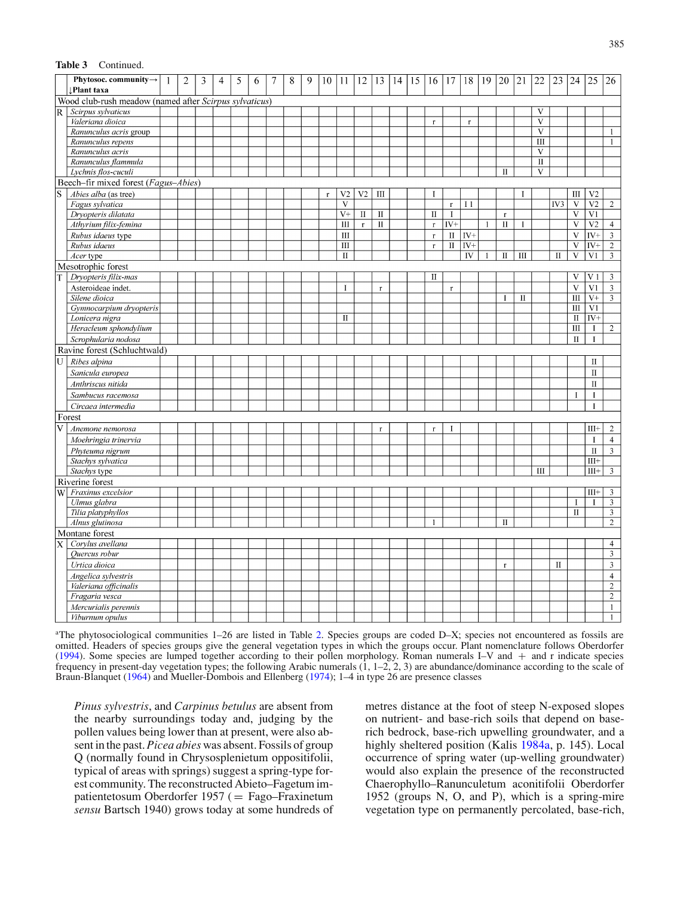**Table 3** Continued.

| | Phytosoc. community→ ↓Plant taxa | 1 | 2 | 3 | 4 | 5 | 6 | 7 | 8 | 9 | 10 | 11 | 12 | 13 | 14 | 15 | 16 | 17 | 18 | 19 | 20 | 21 | 22 | 23 | 24 | 25 | 26 |
|---|---|---|---|---|---|---|---|---|---|---|---|---|---|---|---|---|---|---|---|---|---|---|---|---|---|---|---|
| Wood club-rush meadow (named after *Scirpus sylvaticus*) | | | | | | | | | | | | | | | | | | | | | | | | | | | |
| R | *Scirpus sylvaticus* | | | | | | | | | | | | | | | | | | | | | | V | | | | |
| | *Valeriana dioica* | | | | | | | | | | | | | | | | r | | r | | | | V | | | | |
| | *Ranunculus acris* group | | | | | | | | | | | | | | | | | | | | | | V | | | | 1 |
| | *Ranunculus repens* | | | | | | | | | | | | | | | | | | | | | | III | | | | 1 |
| | *Ranunculus acris* | | | | | | | | | | | | | | | | | | | | | | V | | | | |
| | *Ranunculus flammula* | | | | | | | | | | | | | | | | | | | | | | II | | | | |
| | *Lychnis flos-cuculi* | | | | | | | | | | | | | | | | | | | | II | | V | | | | |
| Beech–fir mixed forest (*Fagus–Abies*) | | | | | | | | | | | | | | | | | | | | | | | | | | | |
| S | *Abies alba* (as tree) | | | | | | | | | | r | V2 | V2 | III | | | I | | | | | I | | | III | V2 | |
| | *Fagus sylvatica* | | | | | | | | | | | V | | | | | | r | I 1 | | | | | IV3 | V | V2 | 2 |
| | *Dryopteris dilatata* | | | | | | | | | | | V+ | II | II | | | II | I | | | r | | | | V | V1 | |
| | *Athyrium filix-femina* | | | | | | | | | | | III | r | II | | | r | IV+ | | 1 | II | I | | | V | V2 | 4 |
| | *Rubus idaeus* type | | | | | | | | | | | III | | | | | r | II | IV+ | | | | | | V | IV+ | 3 |
| | *Rubus idaeus* | | | | | | | | | | | III | | | | | r | II | IV+ | | | | | | V | IV+ | 2 |
| | *Acer* type | | | | | | | | | | | II | | | | | | | IV | 1 | II | III | | II | V | V1 | 3 |
| Mesotrophic forest | | | | | | | | | | | | | | | | | | | | | | | | | | | |
| T | *Dryopteris filix-mas* | | | | | | | | | | | | | | | | II | | | | | | | | V | V 1 | 3 |
| | Asteroideae indet. | | | | | | | | | | | I | | r | | | | r | | | | | | | V | V1 | 3 |
| | *Silene dioica* | | | | | | | | | | | | | | | | | | | | I | II | | | III | V+ | 3 |
| | *Gymnocarpium dryopteris* | | | | | | | | | | | | | | | | | | | | | | | | III | V1 | |
| | *Lonicera nigra* | | | | | | | | | | | II | | | | | | | | | | | | | II | IV+ | |
| | *Heracleum sphondylium* | | | | | | | | | | | | | | | | | | | | | | | | III | I | 2 |
| | *Scrophularia nodosa* | | | | | | | | | | | | | | | | | | | | | | | | II | I | |
| Ravine forest (Schluchtwald) | | | | | | | | | | | | | | | | | | | | | | | | | | | |
| U | *Ribes alpina* | | | | | | | | | | | | | | | | | | | | | | | | | II | |
| | *Sanicula europea* | | | | | | | | | | | | | | | | | | | | | | | | | II | |
| | *Anthriscus nitida* | | | | | | | | | | | | | | | | | | | | | | | | | II | |
| | *Sambucus racemosa* | | | | | | | | | | | | | | | | | | | | | | | | I | I | |
| | *Circaea intermedia* | | | | | | | | | | | | | | | | | | | | | | | | | I | |
| Forest | | | | | | | | | | | | | | | | | | | | | | | | | | | |
| V | *Anemone nemorosa* | | | | | | | | | | | | | r | | | r | I | | | | | | | | III+ | 2 |
| | *Moehringia trinervia* | | | | | | | | | | | | | | | | | | | | | | | | | I | 4 |
| | *Phyteuma nigrum* | | | | | | | | | | | | | | | | | | | | | | | | | II | 3 |
| | *Stachys sylvatica* | | | | | | | | | | | | | | | | | | | | | | | | | III+ | |
| | *Stachys* type | | | | | | | | | | | | | | | | | | | | | | III | | | III+ | 3 |
| Riverine forest | | | | | | | | | | | | | | | | | | | | | | | | | | | |
| W | *Fraxinus excelsior* | | | | | | | | | | | | | | | | | | | | | | | | | III+ | 3 |
| | *Ulmus glabra* | | | | | | | | | | | | | | | | | | | | | | | | I | I | 3 |
| | *Tilia platyphyllos* | | | | | | | | | | | | | | | | | | | | | | | | II | | 3 |
| | *Alnus glutinosa* | | | | | | | | | | | | | | | | 1 | | | | II | | | | | | 2 |
| Montane forest | | | | | | | | | | | | | | | | | | | | | | | | | | | |
| X | *Corylus avellana* | | | | | | | | | | | | | | | | | | | | | | | | | | 4 |
| | *Quercus robur* | | | | | | | | | | | | | | | | | | | | | | | | | | 3 |
| | *Urtica dioica* | | | | | | | | | | | | | | | | | | | | r | | | II | | | 3 |
| | *Angelica sylvestris* | | | | | | | | | | | | | | | | | | | | | | | | | | 4 |
| | *Valeriana officinalis* | | | | | | | | | | | | | | | | | | | | | | | | | | 2 |
| | *Fragaria vesca* | | | | | | | | | | | | | | | | | | | | | | | | | | 2 |
| | *Mercurialis perennis* | | | | | | | | | | | | | | | | | | | | | | | | | | 1 |
| | *Viburnum opulus* | | | | | | | | | | | | | | | | | | | | | | | | | | 1 |

[a]The phytosociological communities 1–26 are listed in Table 2. Species groups are coded D–X; species not encountered as fossils are omitted. Headers of species groups give the general vegetation types in which the groups occur. Plant nomenclature follows Oberdorfer (1994). Some species are lumped together according to their pollen morphology. Roman numerals I–V and + and r indicate species frequency in present-day vegetation types; the following Arabic numerals (1, 1–2, 2, 3) are abundance/dominance according to the scale of Braun-Blanquet (1964) and Mueller-Dombois and Ellenberg (1974); 1–4 in type 26 are presence classes

*Pinus sylvestris*, and *Carpinus betulus* are absent from the nearby surroundings today and, judging by the pollen values being lower than at present, were also absent in the past. *Picea abies* was absent. Fossils of group Q (normally found in Chrysosplenietum oppositifolii, typical of areas with springs) suggest a spring-type forest community. The reconstructed Abieto–Fagetum impatientetosum Oberdorfer 1957 (= Fago–Fraxinetum *sensu* Bartsch 1940) grows today at some hundreds of metres distance at the foot of steep N-exposed slopes on nutrient- and base-rich soils that depend on base-rich bedrock, base-rich upwelling groundwater, and a highly sheltered position (Kalis 1984a, p. 145). Local occurrence of spring water (up-welling groundwater) would also explain the presence of the reconstructed Chaerophyllo–Ranunculetum aconitifolii Oberdorfer 1952 (groups N, O, and P), which is a spring-mire vegetation type on permanently percolated, base-rich,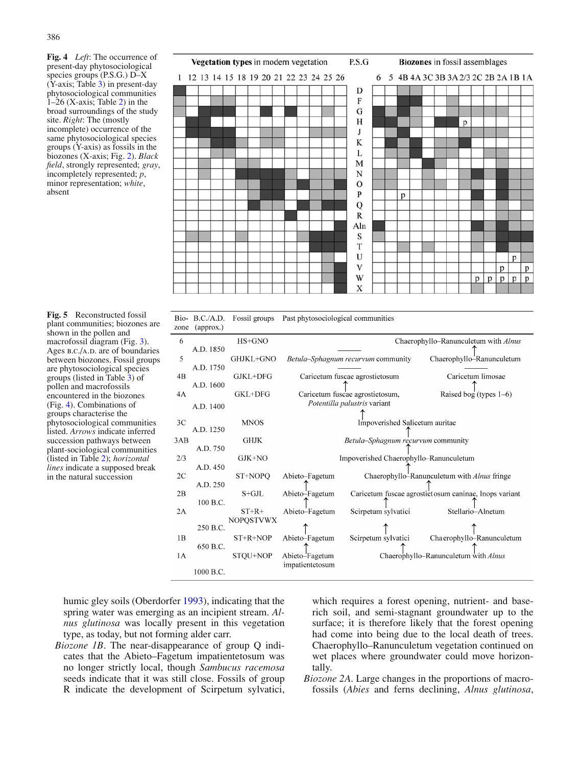**Fig. 4** *Left*: The occurrence of present-day phytosociological species groups (P.S.G.) D–X (Y-axis; Table 3) in present-day phytosociological communities 1–26 (X-axis; Table 2) in the broad surroundings of the study site. *Right*: The (mostly incomplete) occurrence of the same phytosociological species groups (Y-axis) as fossils in the biozones (X-axis; Fig. 2). *Black field*, strongly represented; *gray*, incompletely represented; *p*, minor representation; *white*, absent

**Fig. 5** Reconstructed fossil plant communities; biozones are shown in the pollen and macrofossil diagram (Fig. 3). Ages B.C./A.D. are of boundaries between biozones. Fossil groups are phytosociological species groups (listed in Table 3) of pollen and macrofossils encountered in the biozones (Fig. 4). Combinations of groups characterise the phytosociological communities listed. *Arrows* indicate inferred succession pathways between plant-sociological communities (listed in Table 2); *horizontal lines* indicate a supposed break in the natural succession

| Bio-zone | B.C./A.D. (approx.) | Fossil groups | Past phytosociological communities |
|---|---|---|---|
| 6 | | HS+GNO | Chaerophyllo–Ranunculetum with *Alnus* |
| | A.D. 1850 | | |
| 5 | | GHJKL+GNO | *Betula–Sphagnum recurvum* community; Chaerophyllo–Ranunculetum |
| | A.D. 1750 | | |
| 4B | | GJKL+DFG | Caricetum fuscae agrostietosum; Caricetum limosae |
| | A.D. 1600 | | |
| 4A | | GKL+DFG | Caricetum fuscae agrostietosum, *Potentilla palustris* variant; Raised bog (types 1–6) |
| | A.D. 1400 | | |
| 3C | | MNOS | Impoverished Salicetum auritae |
| | A.D. 1250 | | |
| 3AB | | GHJK | *Betula–Sphagnum recurvum* community |
| | A.D. 750 | | |
| 2/3 | | GJK+NO | Impoverished Chaerophyllo–Ranunculetum |
| | A.D. 450 | | |
| 2C | | ST+NOPQ | Abieto–Fagetum; Chaerophyllo–Ranunculetum with *Alnus* fringe |
| | A.D. 250 | | |
| 2B | | S+GJL | Abieto–Fagetum; Caricetum fuscae agrostietosum caninae, Inops variant |
| | 100 B.C. | | |
| 2A | | ST+R+NOPQSTVWX | Abieto–Fagetum; Scirpetum sylvatici; Stellario–Alnetum |
| | 250 B.C. | | |
| 1B | | ST+R+NOP | Abieto–Fagetum; Scirpetum sylvatici; Chaerophyllo–Ranunculetum |
| | 650 B.C. | | |
| 1A | | STQU+NOP | Abieto–Fagetum impatientetosum; Chaerophyllo–Ranunculetum with *Alnus* |
| | 1000 B.C. | | |

humic gley soils (Oberdorfer 1993), indicating that the spring water was emerging as an incipient stream. *Alnus glutinosa* was locally present in this vegetation type, as today, but not forming alder carr.

*Biozone 1B*. The near-disappearance of group Q indicates that the Abieto–Fagetum impatientetosum was no longer strictly local, though *Sambucus racemosa* seeds indicate that it was still close. Fossils of group R indicate the development of Scirpetum sylvatici, which requires a forest opening, nutrient- and base-rich soil, and semi-stagnant groundwater up to the surface; it is therefore likely that the forest opening had come into being due to the local death of trees. Chaerophyllo–Ranunculetum vegetation continued on wet places where groundwater could move horizontally.

*Biozone 2A*. Large changes in the proportions of macrofossils (*Abies* and ferns declining, *Alnus glutinosa*,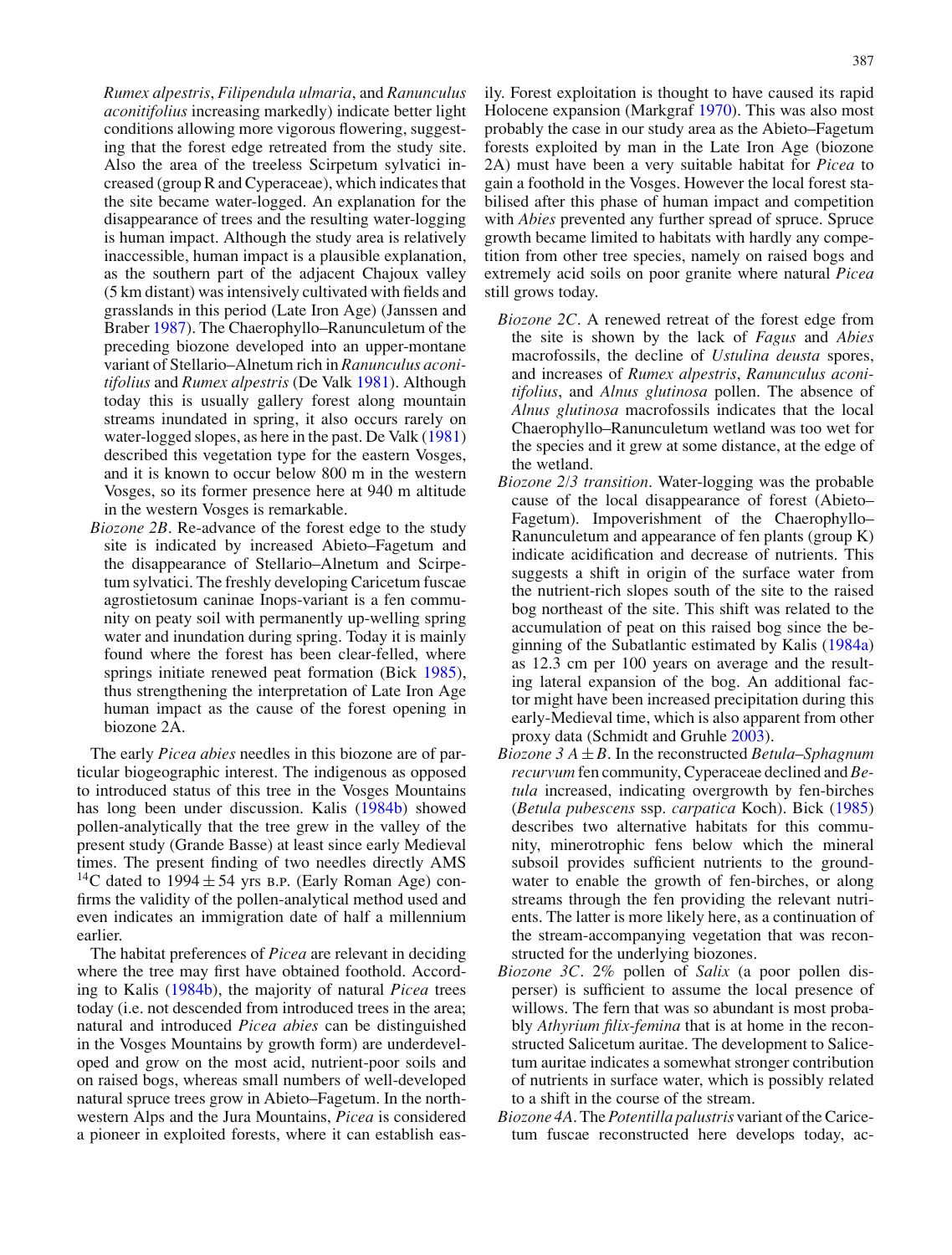*Rumex alpestris*, *Filipendula ulmaria*, and *Ranunculus aconitifolius* increasing markedly) indicate better light conditions allowing more vigorous flowering, suggesting that the forest edge retreated from the study site. Also the area of the treeless Scirpetum sylvatici increased (group R and Cyperaceae), which indicates that the site became water-logged. An explanation for the disappearance of trees and the resulting water-logging is human impact. Although the study area is relatively inaccessible, human impact is a plausible explanation, as the southern part of the adjacent Chajoux valley (5 km distant) was intensively cultivated with fields and grasslands in this period (Late Iron Age) (Janssen and Braber 1987). The Chaerophyllo–Ranunculetum of the preceding biozone developed into an upper-montane variant of Stellario–Alnetum rich in *Ranunculus aconitifolius* and *Rumex alpestris* (De Valk 1981). Although today this is usually gallery forest along mountain streams inundated in spring, it also occurs rarely on water-logged slopes, as here in the past. De Valk (1981) described this vegetation type for the eastern Vosges, and it is known to occur below 800 m in the western Vosges, so its former presence here at 940 m altitude in the western Vosges is remarkable.

*Biozone 2B*. Re-advance of the forest edge to the study site is indicated by increased Abieto–Fagetum and the disappearance of Stellario–Alnetum and Scirpetum sylvatici. The freshly developing Caricetum fuscae agrostietosum caninae Inops-variant is a fen community on peaty soil with permanently up-welling spring water and inundation during spring. Today it is mainly found where the forest has been clear-felled, where springs initiate renewed peat formation (Bick 1985), thus strengthening the interpretation of Late Iron Age human impact as the cause of the forest opening in biozone 2A.

The early *Picea abies* needles in this biozone are of particular biogeographic interest. The indigenous as opposed to introduced status of this tree in the Vosges Mountains has long been under discussion. Kalis (1984b) showed pollen-analytically that the tree grew in the valley of the present study (Grande Basse) at least since early Medieval times. The present finding of two needles directly AMS $^{14}$C dated to $1994 \pm 54$ yrs B.P. (Early Roman Age) confirms the validity of the pollen-analytical method used and even indicates an immigration date of half a millennium earlier.

The habitat preferences of *Picea* are relevant in deciding where the tree may first have obtained foothold. According to Kalis (1984b), the majority of natural *Picea* trees today (i.e. not descended from introduced trees in the area; natural and introduced *Picea abies* can be distinguished in the Vosges Mountains by growth form) are underdeveloped and grow on the most acid, nutrient-poor soils and on raised bogs, whereas small numbers of well-developed natural spruce trees grow in Abieto–Fagetum. In the northwestern Alps and the Jura Mountains, *Picea* is considered a pioneer in exploited forests, where it can establish easily. Forest exploitation is thought to have caused its rapid Holocene expansion (Markgraf 1970). This was also most probably the case in our study area as the Abieto–Fagetum forests exploited by man in the Late Iron Age (biozone 2A) must have been a very suitable habitat for *Picea* to gain a foothold in the Vosges. However the local forest stabilised after this phase of human impact and competition with *Abies* prevented any further spread of spruce. Spruce growth became limited to habitats with hardly any competition from other tree species, namely on raised bogs and extremely acid soils on poor granite where natural *Picea* still grows today.

*Biozone 2C*. A renewed retreat of the forest edge from the site is shown by the lack of *Fagus* and *Abies* macrofossils, the decline of *Ustulina deusta* spores, and increases of *Rumex alpestris*, *Ranunculus aconitifolius*, and *Alnus glutinosa* pollen. The absence of *Alnus glutinosa* macrofossils indicates that the local Chaerophyllo–Ranunculetum wetland was too wet for the species and it grew at some distance, at the edge of the wetland.

*Biozone 2/3 transition*. Water-logging was the probable cause of the local disappearance of forest (Abieto–Fagetum). Impoverishment of the Chaerophyllo–Ranunculetum and appearance of fen plants (group K) indicate acidification and decrease of nutrients. This suggests a shift in origin of the surface water from the nutrient-rich slopes south of the site to the raised bog northeast of the site. This shift was related to the accumulation of peat on this raised bog since the beginning of the Subatlantic estimated by Kalis (1984a) as 12.3 cm per 100 years on average and the resulting lateral expansion of the bog. An additional factor might have been increased precipitation during this early-Medieval time, which is also apparent from other proxy data (Schmidt and Gruhle 2003).

*Biozone 3 A ± B*. In the reconstructed *Betula*–*Sphagnum recurvum* fen community, Cyperaceae declined and *Betula* increased, indicating overgrowth by fen-birches (*Betula pubescens* ssp. *carpatica* Koch). Bick (1985) describes two alternative habitats for this community, minerotrophic fens below which the mineral subsoil provides sufficient nutrients to the groundwater to enable the growth of fen-birches, or along streams through the fen providing the relevant nutrients. The latter is more likely here, as a continuation of the stream-accompanying vegetation that was reconstructed for the underlying biozones.

*Biozone 3C*. 2% pollen of *Salix* (a poor pollen disperser) is sufficient to assume the local presence of willows. The fern that was so abundant is most probably *Athyrium filix-femina* that is at home in the reconstructed Salicetum auritae. The development to Salicetum auritae indicates a somewhat stronger contribution of nutrients in surface water, which is possibly related to a shift in the course of the stream.

*Biozone 4A*. The *Potentilla palustris* variant of the Caricetum fuscae reconstructed here develops today, ac-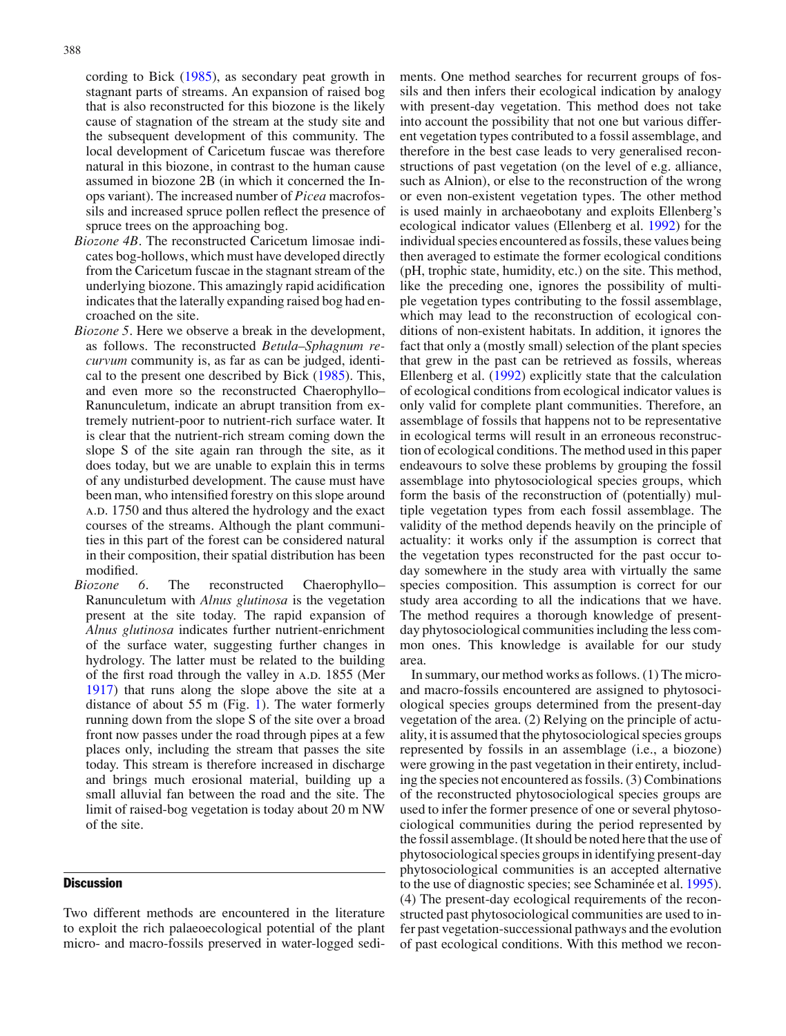cording to Bick (1985), as secondary peat growth in stagnant parts of streams. An expansion of raised bog that is also reconstructed for this biozone is the likely cause of stagnation of the stream at the study site and the subsequent development of this community. The local development of Caricetum fuscae was therefore natural in this biozone, in contrast to the human cause assumed in biozone 2B (in which it concerned the Inops variant). The increased number of *Picea* macrofossils and increased spruce pollen reflect the presence of spruce trees on the approaching bog.

*Biozone 4B*. The reconstructed Caricetum limosae indicates bog-hollows, which must have developed directly from the Caricetum fuscae in the stagnant stream of the underlying biozone. This amazingly rapid acidification indicates that the laterally expanding raised bog had encroached on the site.

*Biozone 5*. Here we observe a break in the development, as follows. The reconstructed *Betula*–*Sphagnum recurvum* community is, as far as can be judged, identical to the present one described by Bick (1985). This, and even more so the reconstructed Chaerophyllo–Ranunculetum, indicate an abrupt transition from extremely nutrient-poor to nutrient-rich surface water. It is clear that the nutrient-rich stream coming down the slope S of the site again ran through the site, as it does today, but we are unable to explain this in terms of any undisturbed development. The cause must have been man, who intensified forestry on this slope around A.D. 1750 and thus altered the hydrology and the exact courses of the streams. Although the plant communities in this part of the forest can be considered natural in their composition, their spatial distribution has been modified.

*Biozone 6*. The reconstructed Chaerophyllo–Ranunculetum with *Alnus glutinosa* is the vegetation present at the site today. The rapid expansion of *Alnus glutinosa* indicates further nutrient-enrichment of the surface water, suggesting further changes in hydrology. The latter must be related to the building of the first road through the valley in A.D. 1855 (Mer 1917) that runs along the slope above the site at a distance of about 55 m (Fig. 1). The water formerly running down from the slope S of the site over a broad front now passes under the road through pipes at a few places only, including the stream that passes the site today. This stream is therefore increased in discharge and brings much erosional material, building up a small alluvial fan between the road and the site. The limit of raised-bog vegetation is today about 20 m NW of the site.

## Discussion

Two different methods are encountered in the literature to exploit the rich palaeoecological potential of the plant micro- and macro-fossils preserved in water-logged sediments. One method searches for recurrent groups of fossils and then infers their ecological indication by analogy with present-day vegetation. This method does not take into account the possibility that not one but various different vegetation types contributed to a fossil assemblage, and therefore in the best case leads to very generalised reconstructions of past vegetation (on the level of e.g. alliance, such as Alnion), or else to the reconstruction of the wrong or even non-existent vegetation types. The other method is used mainly in archaeobotany and exploits Ellenberg's ecological indicator values (Ellenberg et al. 1992) for the individual species encountered as fossils, these values being then averaged to estimate the former ecological conditions (pH, trophic state, humidity, etc.) on the site. This method, like the preceding one, ignores the possibility of multiple vegetation types contributing to the fossil assemblage, which may lead to the reconstruction of ecological conditions of non-existent habitats. In addition, it ignores the fact that only a (mostly small) selection of the plant species that grew in the past can be retrieved as fossils, whereas Ellenberg et al. (1992) explicitly state that the calculation of ecological conditions from ecological indicator values is only valid for complete plant communities. Therefore, an assemblage of fossils that happens not to be representative in ecological terms will result in an erroneous reconstruction of ecological conditions. The method used in this paper endeavours to solve these problems by grouping the fossil assemblage into phytosociological species groups, which form the basis of the reconstruction of (potentially) multiple vegetation types from each fossil assemblage. The validity of the method depends heavily on the principle of actuality: it works only if the assumption is correct that the vegetation types reconstructed for the past occur today somewhere in the study area with virtually the same species composition. This assumption is correct for our study area according to all the indications that we have. The method requires a thorough knowledge of present-day phytosociological communities including the less common ones. This knowledge is available for our study area.

In summary, our method works as follows. (1) The micro- and macro-fossils encountered are assigned to phytosociological species groups determined from the present-day vegetation of the area. (2) Relying on the principle of actuality, it is assumed that the phytosociological species groups represented by fossils in an assemblage (i.e., a biozone) were growing in the past vegetation in their entirety, including the species not encountered as fossils. (3) Combinations of the reconstructed phytosociological species groups are used to infer the former presence of one or several phytosociological communities during the period represented by the fossil assemblage. (It should be noted here that the use of phytosociological species groups in identifying present-day phytosociological communities is an accepted alternative to the use of diagnostic species; see Schaminée et al. 1995). (4) The present-day ecological requirements of the reconstructed past phytosociological communities are used to infer past vegetation-successional pathways and the evolution of past ecological conditions. With this method we recon-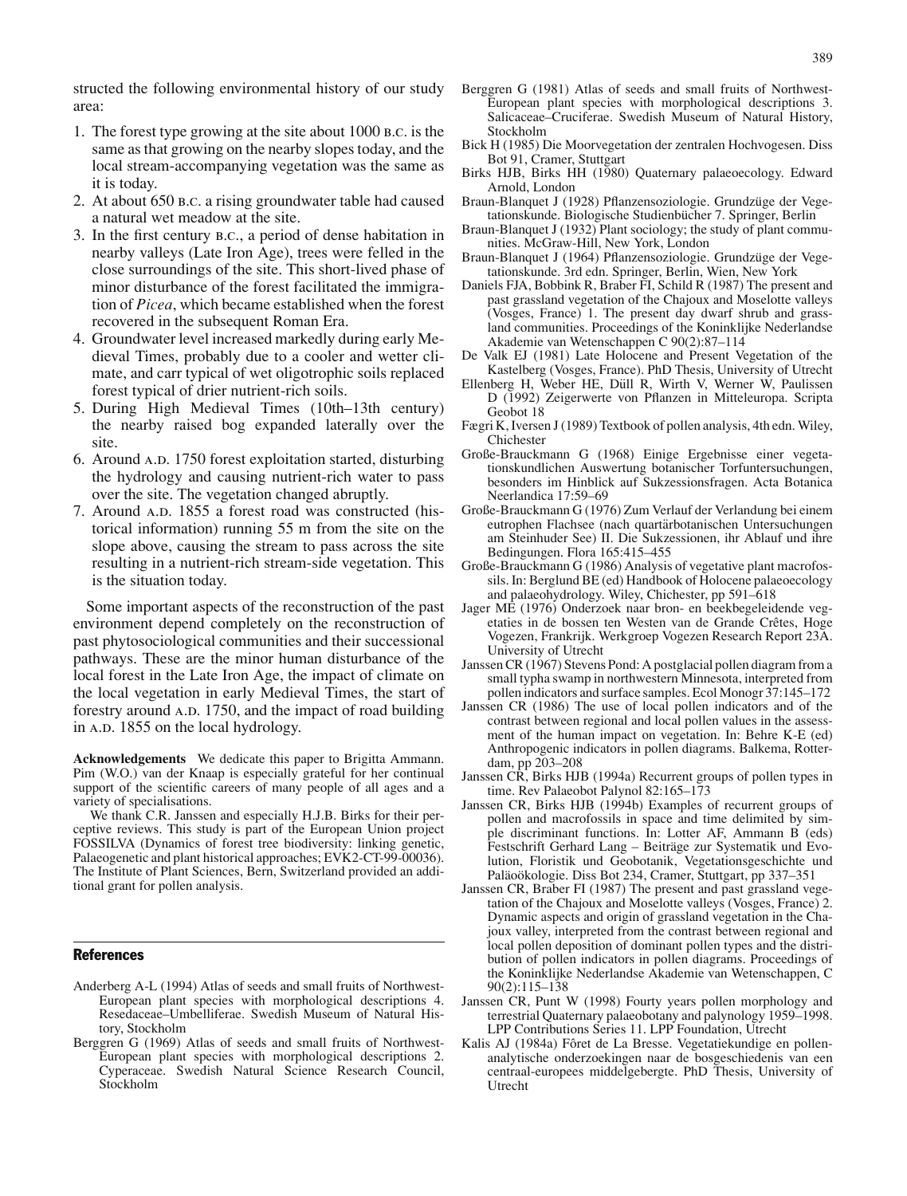structed the following environmental history of our study area:

1. The forest type growing at the site about 1000 B.C. is the same as that growing on the nearby slopes today, and the local stream-accompanying vegetation was the same as it is today.
2. At about 650 B.C. a rising groundwater table had caused a natural wet meadow at the site.
3. In the first century B.C., a period of dense habitation in nearby valleys (Late Iron Age), trees were felled in the close surroundings of the site. This short-lived phase of minor disturbance of the forest facilitated the immigration of *Picea*, which became established when the forest recovered in the subsequent Roman Era.
4. Groundwater level increased markedly during early Medieval Times, probably due to a cooler and wetter climate, and carr typical of wet oligotrophic soils replaced forest typical of drier nutrient-rich soils.
5. During High Medieval Times (10th–13th century) the nearby raised bog expanded laterally over the site.
6. Around A.D. 1750 forest exploitation started, disturbing the hydrology and causing nutrient-rich water to pass over the site. The vegetation changed abruptly.
7. Around A.D. 1855 a forest road was constructed (historical information) running 55 m from the site on the slope above, causing the stream to pass across the site resulting in a nutrient-rich stream-side vegetation. This is the situation today.

Some important aspects of the reconstruction of the past environment depend completely on the reconstruction of past phytosociological communities and their successional pathways. These are the minor human disturbance of the local forest in the Late Iron Age, the impact of climate on the local vegetation in early Medieval Times, the start of forestry around A.D. 1750, and the impact of road building in A.D. 1855 on the local hydrology.

**Acknowledgements** We dedicate this paper to Brigitta Ammann. Pim (W.O.) van der Knaap is especially grateful for her continual support of the scientific careers of many people of all ages and a variety of specialisations.

We thank C.R. Janssen and especially H.J.B. Birks for their perceptive reviews. This study is part of the European Union project FOSSILVA (Dynamics of forest tree biodiversity: linking genetic, Palaeogenetic and plant historical approaches; EVK2-CT-99-00036). The Institute of Plant Sciences, Bern, Switzerland provided an additional grant for pollen analysis.

## References

Anderberg A-L (1994) Atlas of seeds and small fruits of Northwest-European plant species with morphological descriptions 4. Resedaceae–Umbelliferae. Swedish Museum of Natural History, Stockholm

Berggren G (1969) Atlas of seeds and small fruits of Northwest-European plant species with morphological descriptions 2. Cyperaceae. Swedish Natural Science Research Council, Stockholm

Berggren G (1981) Atlas of seeds and small fruits of Northwest-European plant species with morphological descriptions 3. Salicaceae–Cruciferae. Swedish Museum of Natural History, Stockholm

Bick H (1985) Die Moorvegetation der zentralen Hochvogesen. Diss Bot 91, Cramer, Stuttgart

Birks HJB, Birks HH (1980) Quaternary palaeoecology. Edward Arnold, London

Braun-Blanquet J (1928) Pflanzensoziologie. Grundzüge der Vegetationskunde. Biologische Studienbücher 7. Springer, Berlin

Braun-Blanquet J (1932) Plant sociology; the study of plant communities. McGraw-Hill, New York, London

Braun-Blanquet J (1964) Pflanzensoziologie. Grundzüge der Vegetationskunde. 3rd edn. Springer, Berlin, Wien, New York

Daniels FJA, Bobbink R, Braber FI, Schild R (1987) The present and past grassland vegetation of the Chajoux and Moselotte valleys (Vosges, France) 1. The present day dwarf shrub and grassland communities. Proceedings of the Koninklijke Nederlandse Akademie van Wetenschappen C 90(2):87–114

De Valk EJ (1981) Late Holocene and Present Vegetation of the Kastelberg (Vosges, France). PhD Thesis, University of Utrecht

Ellenberg H, Weber HE, Düll R, Wirth V, Werner W, Paulissen D (1992) Zeigerwerte von Pflanzen in Mitteleuropa. Scripta Geobot 18

Fægri K, Iversen J (1989) Textbook of pollen analysis, 4th edn. Wiley, Chichester

Große-Brauckmann G (1968) Einige Ergebnisse einer vegetationskundlichen Auswertung botanischer Torfuntersuchungen, besonders im Hinblick auf Sukzessionsfragen. Acta Botanica Neerlandica 17:59–69

Große-Brauckmann G (1976) Zum Verlauf der Verlandung bei einem eutrophen Flachsee (nach quartärbotanischen Untersuchungen am Steinhuder See) II. Die Sukzessionen, ihr Ablauf und ihre Bedingungen. Flora 165:415–455

Große-Brauckmann G (1986) Analysis of vegetative plant macrofossils. In: Berglund BE (ed) Handbook of Holocene palaeoecology and palaeohydrology. Wiley, Chichester, pp 591–618

Jager ME (1976) Onderzoek naar bron- en beekbegeleidende vegetaties in de bossen ten Westen van de Grande Crêtes, Hoge Vogezen, Frankrijk. Werkgroep Vogezen Research Report 23A. University of Utrecht

Janssen CR (1967) Stevens Pond: A postglacial pollen diagram from a small typha swamp in northwestern Minnesota, interpreted from pollen indicators and surface samples. Ecol Monogr 37:145–172

Janssen CR (1986) The use of local pollen indicators and of the contrast between regional and local pollen values in the assessment of the human impact on vegetation. In: Behre K-E (ed) Anthropogenic indicators in pollen diagrams. Balkema, Rotterdam, pp 203–208

Janssen CR, Birks HJB (1994a) Recurrent groups of pollen types in time. Rev Palaeobot Palynol 82:165–173

Janssen CR, Birks HJB (1994b) Examples of recurrent groups of pollen and macrofossils in space and time delimited by simple discriminant functions. In: Lotter AF, Ammann B (eds) Festschrift Gerhard Lang – Beiträge zur Systematik und Evolution, Floristik und Geobotanik, Vegetationsgeschichte und Paläoökologie. Diss Bot 234, Cramer, Stuttgart, pp 337–351

Janssen CR, Braber FI (1987) The present and past grassland vegetation of the Chajoux and Moselotte valleys (Vosges, France) 2. Dynamic aspects and origin of grassland vegetation in the Chajoux valley, interpreted from the contrast between regional and local pollen deposition of dominant pollen types and the distribution of pollen indicators in pollen diagrams. Proceedings of the Koninklijke Nederlandse Akademie van Wetenschappen, C 90(2):115–138

Janssen CR, Punt W (1998) Fourty years pollen morphology and terrestrial Quaternary palaeobotany and palynology 1959–1998. LPP Contributions Series 11. LPP Foundation, Utrecht

Kalis AJ (1984a) Fôret de La Bresse. Vegetatiekundige en pollenanalytische onderzoekingen naar de bosgeschiedenis van een centraal-europees middelgebergte. PhD Thesis, University of Utrecht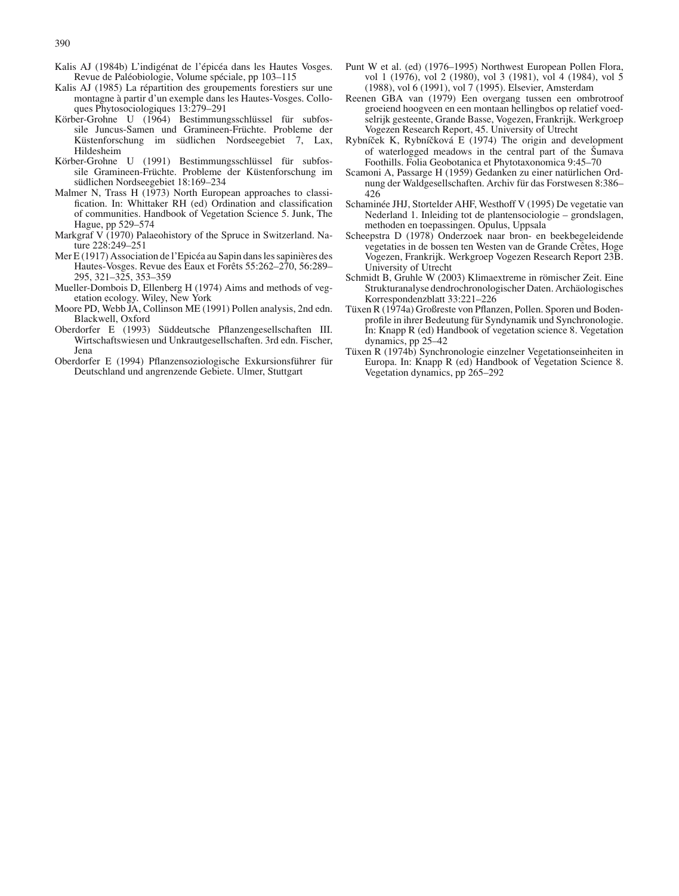Kalis AJ (1984b) L'indigénat de l'épicéa dans les Hautes Vosges. Revue de Paléobiologie, Volume spéciale, pp 103–115

Kalis AJ (1985) La répartition des groupements forestiers sur une montagne à partir d'un exemple dans les Hautes-Vosges. Colloques Phytosociologiques 13:279–291

Körber-Grohne U (1964) Bestimmungsschlüssel für subfossile Juncus-Samen und Gramineen-Früchte. Probleme der Küstenforschung im südlichen Nordseegebiet 7, Lax, Hildesheim

Körber-Grohne U (1991) Bestimmungsschlüssel für subfossile Gramineen-Früchte. Probleme der Küstenforschung im südlichen Nordseegebiet 18:169–234

Malmer N, Trass H (1973) North European approaches to classification. In: Whittaker RH (ed) Ordination and classification of communities. Handbook of Vegetation Science 5. Junk, The Hague, pp 529–574

Markgraf V (1970) Palaeohistory of the Spruce in Switzerland. Nature 228:249–251

Mer E (1917) Association de l'Epicéa au Sapin dans les sapinières des Hautes-Vosges. Revue des Eaux et Forêts 55:262–270, 56:289–295, 321–325, 353–359

Mueller-Dombois D, Ellenberg H (1974) Aims and methods of vegetation ecology. Wiley, New York

Moore PD, Webb JA, Collinson ME (1991) Pollen analysis, 2nd edn. Blackwell, Oxford

Oberdorfer E (1993) Süddeutsche Pflanzengesellschaften III. Wirtschaftswiesen und Unkrautgesellschaften. 3rd edn. Fischer, Jena

Oberdorfer E (1994) Pflanzensoziologische Exkursionsführer für Deutschland und angrenzende Gebiete. Ulmer, Stuttgart

Punt W et al. (ed) (1976–1995) Northwest European Pollen Flora, vol 1 (1976), vol 2 (1980), vol 3 (1981), vol 4 (1984), vol 5 (1988), vol 6 (1991), vol 7 (1995). Elsevier, Amsterdam

Reenen GBA van (1979) Een overgang tussen een ombrotroof groeiend hoogveen en een montaan hellingbos op relatief voedselrijk gesteente, Grande Basse, Vogezen, Frankrijk. Werkgroep Vogezen Research Report, 45. University of Utrecht

Rybníček K, Rybníčková E (1974) The origin and development of waterlogged meadows in the central part of the Šumava Foothills. Folia Geobotanica et Phytotaxonomica 9:45–70

Scamoni A, Passarge H (1959) Gedanken zu einer natürlichen Ordnung der Waldgesellschaften. Archiv für das Forstwesen 8:386–426

Schaminée JHJ, Stortelder AHF, Westhoff V (1995) De vegetatie van Nederland 1. Inleiding tot de plantensociologie – grondslagen, methoden en toepassingen. Opulus, Uppsala

Scheepstra D (1978) Onderzoek naar bron- en beekbegeleidende vegetaties in de bossen ten Westen van de Grande Crêtes, Hoge Vogezen, Frankrijk. Werkgroep Vogezen Research Report 23B. University of Utrecht

Schmidt B, Gruhle W (2003) Klimaextreme in römischer Zeit. Eine Strukturanalyse dendrochronologischer Daten. Archäologisches Korrespondenzblatt 33:221–226

Tüxen R (1974a) Großreste von Pflanzen, Pollen. Sporen und Bodenprofile in ihrer Bedeutung für Syndynamik und Synchronologie. In: Knapp R (ed) Handbook of vegetation science 8. Vegetation dynamics, pp 25–42

Tüxen R (1974b) Synchronologie einzelner Vegetationseinheiten in Europa. In: Knapp R (ed) Handbook of Vegetation Science 8. Vegetation dynamics, pp 265–292